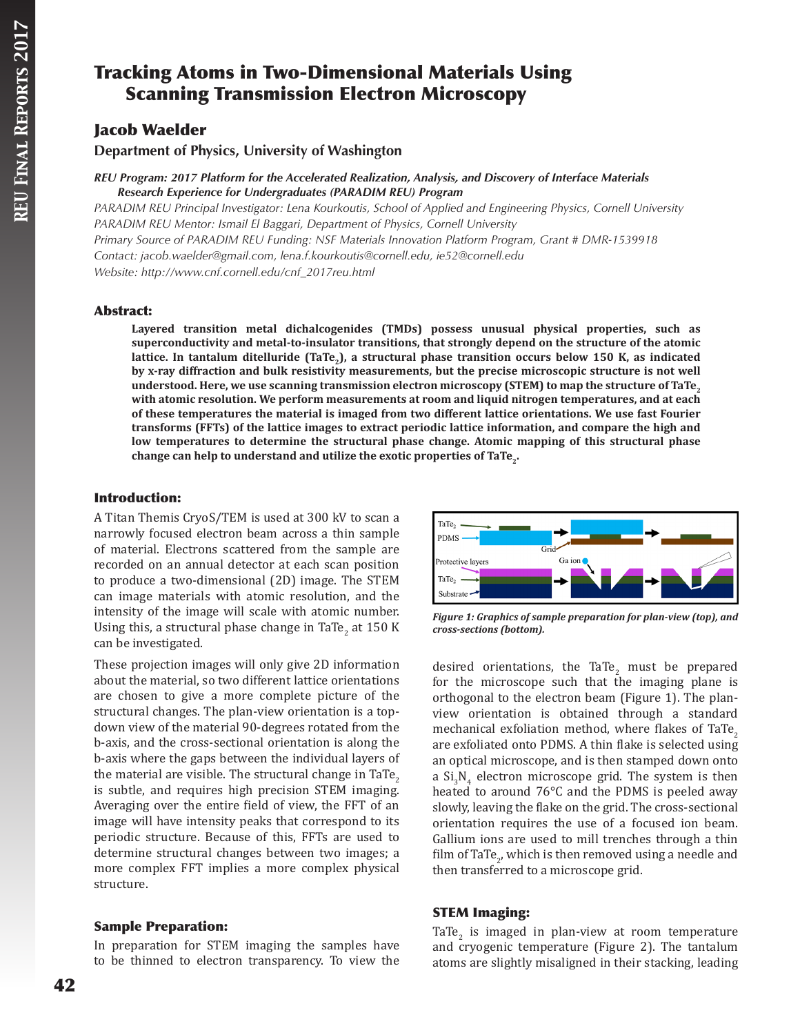# Tracking Atoms in Two-Dimensional Materials Using Scanning Transmission Electron Microscopy

## Jacob Waelder

**Department of Physics, University of Washington**

***REU Program: 2017 Platform for the Accelerated Realization, Analysis, and Discovery of Interface Materials Research Experience for Undergraduates (PARADIM REU) Program***

*PARADIM REU Principal Investigator: Lena Kourkoutis, School of Applied and Engineering Physics, Cornell University*

*PARADIM REU Mentor: Ismail El Baggari, Department of Physics, Cornell University*

*Primary Source of PARADIM REU Funding: NSF Materials Innovation Platform Program, Grant # DMR-1539918*

*Contact: jacob.waelder@gmail.com, lena.f.kourkoutis@cornell.edu, ie52@cornell.edu*

*Website: http://www.cnf.cornell.edu/cnf_2017reu.html*

### Abstract:

**Layered transition metal dichalcogenides (TMDs) possess unusual physical properties, such as superconductivity and metal-to-insulator transitions, that strongly depend on the structure of the atomic lattice. In tantalum ditelluride ($TaTe_2$), a structural phase transition occurs below 150 K, as indicated by x-ray diffraction and bulk resistivity measurements, but the precise microscopic structure is not well understood. Here, we use scanning transmission electron microscopy (STEM) to map the structure of $TaTe_2$ with atomic resolution. We perform measurements at room and liquid nitrogen temperatures, and at each of these temperatures the material is imaged from two different lattice orientations. We use fast Fourier transforms (FFTs) of the lattice images to extract periodic lattice information, and compare the high and low temperatures to determine the structural phase change. Atomic mapping of this structural phase change can help to understand and utilize the exotic properties of $TaTe_2$.**

### Introduction:

A Titan Themis CryoS/TEM is used at 300 kV to scan a narrowly focused electron beam across a thin sample of material. Electrons scattered from the sample are recorded on an annual detector at each scan position to produce a two-dimensional (2D) image. The STEM can image materials with atomic resolution, and the intensity of the image will scale with atomic number. Using this, a structural phase change in $TaTe_2$ at 150 K can be investigated.

These projection images will only give 2D information about the material, so two different lattice orientations are chosen to give a more complete picture of the structural changes. The plan-view orientation is a top-down view of the material 90-degrees rotated from the b-axis, and the cross-sectional orientation is along the b-axis where the gaps between the individual layers of the material are visible. The structural change in $TaTe_2$ is subtle, and requires high precision STEM imaging. Averaging over the entire field of view, the FFT of an image will have intensity peaks that correspond to its periodic structure. Because of this, FFTs are used to determine structural changes between two images; a more complex FFT implies a more complex physical structure.

### Sample Preparation:

In preparation for STEM imaging the samples have to be thinned to electron transparency. To view the desired orientations, the $TaTe_2$ must be prepared for the microscope such that the imaging plane is orthogonal to the electron beam (Figure 1). The plan-view orientation is obtained through a standard mechanical exfoliation method, where flakes of $TaTe_2$ are exfoliated onto PDMS. A thin flake is selected using an optical microscope, and is then stamped down onto a $Si_3N_4$ electron microscope grid. The system is then heated to around 76°C and the PDMS is peeled away slowly, leaving the flake on the grid. The cross-sectional orientation requires the use of a focused ion beam. Gallium ions are used to mill trenches through a thin film of $TaTe_2$, which is then removed using a needle and then transferred to a microscope grid.

*Figure 1: Graphics of sample preparation for plan-view (top), and cross-sections (bottom).*

### STEM Imaging:

$TaTe_2$ is imaged in plan-view at room temperature and cryogenic temperature (Figure 2). The tantalum atoms are slightly misaligned in their stacking, leading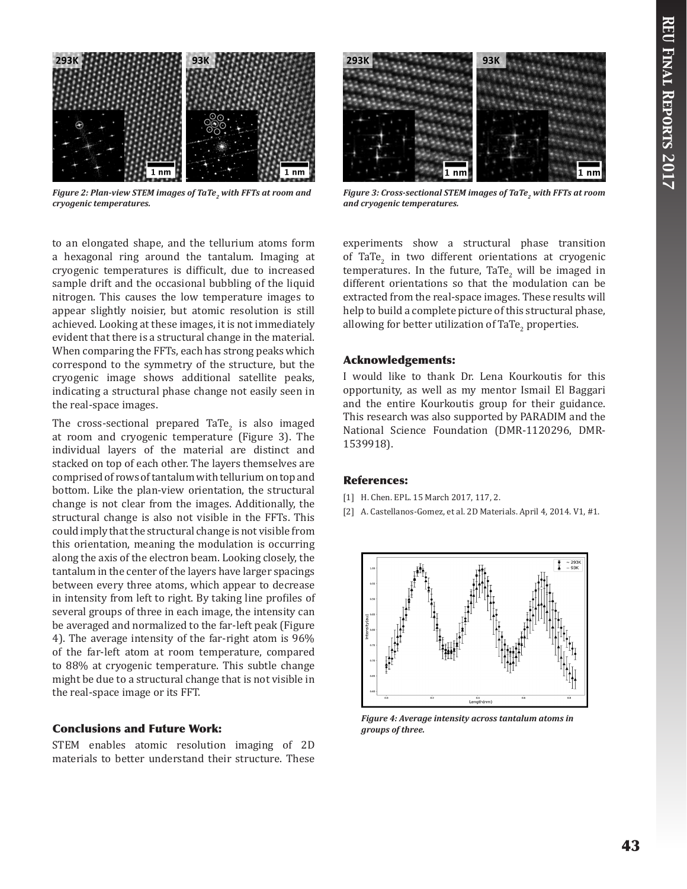293K

93K

1 nm

1 nm

*Figure 2: Plan-view STEM images of $TaTe_2$ with FFTs at room and cryogenic temperatures.*

293K

93K

1 nm

1 nm

*Figure 3: Cross-sectional STEM images of $TaTe_2$ with FFTs at room and cryogenic temperatures.*

to an elongated shape, and the tellurium atoms form a hexagonal ring around the tantalum. Imaging at cryogenic temperatures is difficult, due to increased sample drift and the occasional bubbling of the liquid nitrogen. This causes the low temperature images to appear slightly noisier, but atomic resolution is still achieved. Looking at these images, it is not immediately evident that there is a structural change in the material. When comparing the FFTs, each has strong peaks which correspond to the symmetry of the structure, but the cryogenic image shows additional satellite peaks, indicating a structural phase change not easily seen in the real-space images.

The cross-sectional prepared $TaTe_2$ is also imaged at room and cryogenic temperature (Figure 3). The individual layers of the material are distinct and stacked on top of each other. The layers themselves are comprised of rows of tantalum with tellurium on top and bottom. Like the plan-view orientation, the structural change is not clear from the images. Additionally, the structural change is also not visible in the FFTs. This could imply that the structural change is not visible from this orientation, meaning the modulation is occurring along the axis of the electron beam. Looking closely, the tantalum in the center of the layers have larger spacings between every three atoms, which appear to decrease in intensity from left to right. By taking line profiles of several groups of three in each image, the intensity can be averaged and normalized to the far-left peak (Figure 4). The average intensity of the far-right atom is 96% of the far-left atom at room temperature, compared to 88% at cryogenic temperature. This subtle change might be due to a structural change that is not visible in the real-space image or its FFT.

## Conclusions and Future Work:

STEM enables atomic resolution imaging of 2D materials to better understand their structure. These experiments show a structural phase transition of $TaTe_2$ in two different orientations at cryogenic temperatures. In the future, $TaTe_2$ will be imaged in different orientations so that the modulation can be extracted from the real-space images. These results will help to build a complete picture of this structural phase, allowing for better utilization of $TaTe_2$ properties.

## Acknowledgements:

I would like to thank Dr. Lena Kourkoutis for this opportunity, as well as my mentor Ismail El Baggari and the entire Kourkoutis group for their guidance. This research was also supported by PARADIM and the National Science Foundation (DMR-1120296, DMR-1539918).

## References:

[1] H. Chen. EPL. 15 March 2017, 117, 2.

[2] A. Castellanos-Gomez, et al. 2D Materials. April 4, 2014. V1, #1.

~ 293K

~ 93K

Intensity(au)

Length(nm)

*Figure 4: Average intensity across tantalum atoms in groups of three.*